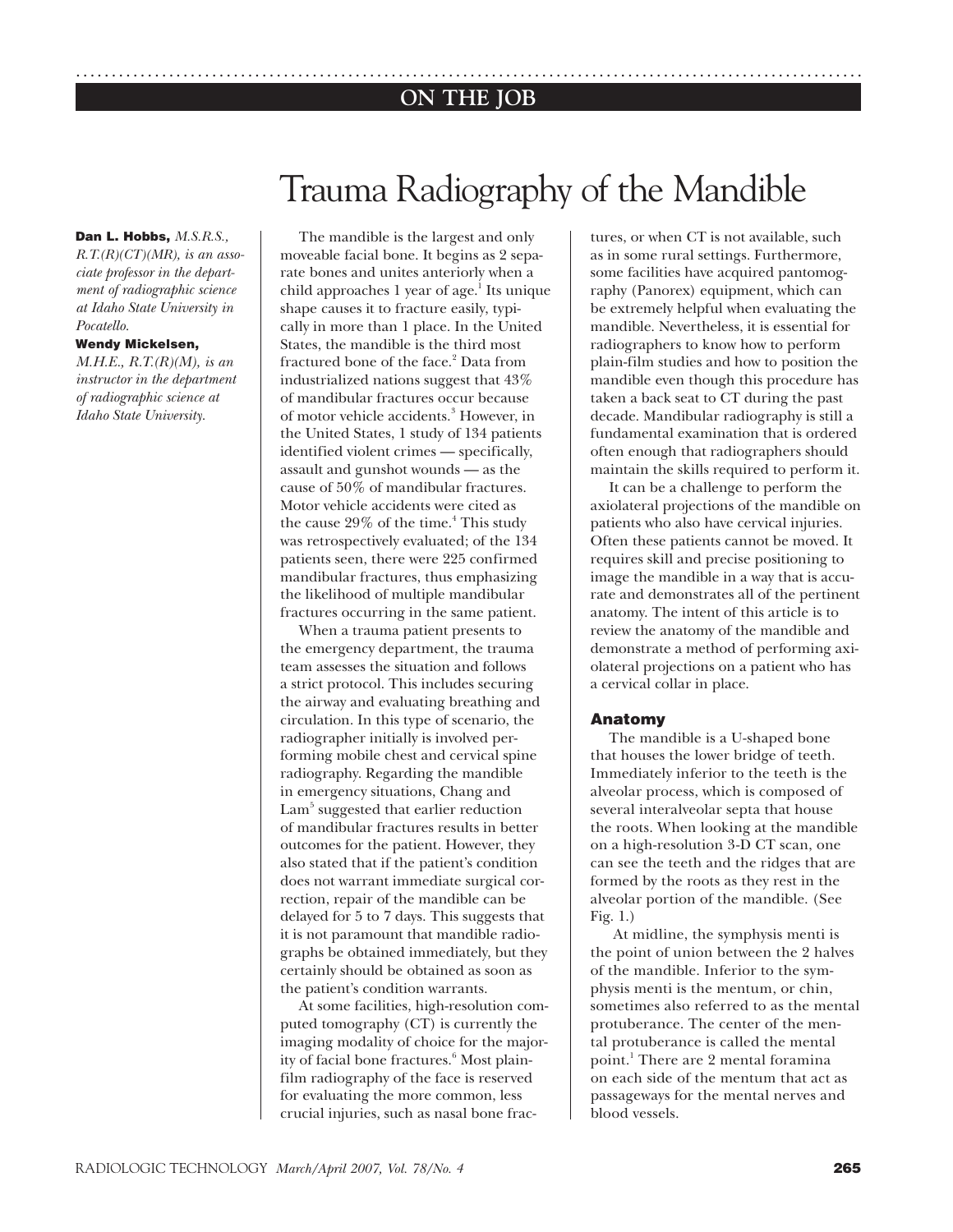# Trauma Radiography of the Mandible

**Dan L. Hobbs,** *M.S.R.S., R.T.(R)(CT)(MR), is an associate professor in the department of radiographic science at Idaho State University in Pocatello.*

**Wendy Mickelsen,** *M.H.E., R.T.(R)(M), is an instructor in the department of radiographic science at Idaho State University.*

The mandible is the largest and only moveable facial bone. It begins as 2 separate bones and unites anteriorly when a child approaches 1 year of age.[1] Its unique shape causes it to fracture easily, typically in more than 1 place. In the United States, the mandible is the third most fractured bone of the face.[2] Data from industrialized nations suggest that 43% of mandibular fractures occur because of motor vehicle accidents.[3] However, in the United States, 1 study of 134 patients identified violent crimes — specifically, assault and gunshot wounds — as the cause of 50% of mandibular fractures. Motor vehicle accidents were cited as the cause 29% of the time.[4] This study was retrospectively evaluated; of the 134 patients seen, there were 225 confirmed mandibular fractures, thus emphasizing the likelihood of multiple mandibular fractures occurring in the same patient.

When a trauma patient presents to the emergency department, the trauma team assesses the situation and follows a strict protocol. This includes securing the airway and evaluating breathing and circulation. In this type of scenario, the radiographer initially is involved performing mobile chest and cervical spine radiography. Regarding the mandible in emergency situations, Chang and Lam[5] suggested that earlier reduction of mandibular fractures results in better outcomes for the patient. However, they also stated that if the patient's condition does not warrant immediate surgical correction, repair of the mandible can be delayed for 5 to 7 days. This suggests that it is not paramount that mandible radiographs be obtained immediately, but they certainly should be obtained as soon as the patient's condition warrants.

At some facilities, high-resolution computed tomography (CT) is currently the imaging modality of choice for the majority of facial bone fractures.[6] Most plain-film radiography of the face is reserved for evaluating the more common, less crucial injuries, such as nasal bone fractures, or when CT is not available, such as in some rural settings. Furthermore, some facilities have acquired pantomography (Panorex) equipment, which can be extremely helpful when evaluating the mandible. Nevertheless, it is essential for radiographers to know how to perform plain-film studies and how to position the mandible even though this procedure has taken a back seat to CT during the past decade. Mandibular radiography is still a fundamental examination that is ordered often enough that radiographers should maintain the skills required to perform it.

It can be a challenge to perform the axiolateral projections of the mandible on patients who also have cervical injuries. Often these patients cannot be moved. It requires skill and precise positioning to image the mandible in a way that is accurate and demonstrates all of the pertinent anatomy. The intent of this article is to review the anatomy of the mandible and demonstrate a method of performing axiolateral projections on a patient who has a cervical collar in place.

## Anatomy

The mandible is a U-shaped bone that houses the lower bridge of teeth. Immediately inferior to the teeth is the alveolar process, which is composed of several interalveolar septa that house the roots. When looking at the mandible on a high-resolution 3-D CT scan, one can see the teeth and the ridges that are formed by the roots as they rest in the alveolar portion of the mandible. (See Fig. 1.)

At midline, the symphysis menti is the point of union between the 2 halves of the mandible. Inferior to the symphysis menti is the mentum, or chin, sometimes also referred to as the mental protuberance. The center of the mental protuberance is called the mental point.[1] There are 2 mental foramina on each side of the mentum that act as passageways for the mental nerves and blood vessels.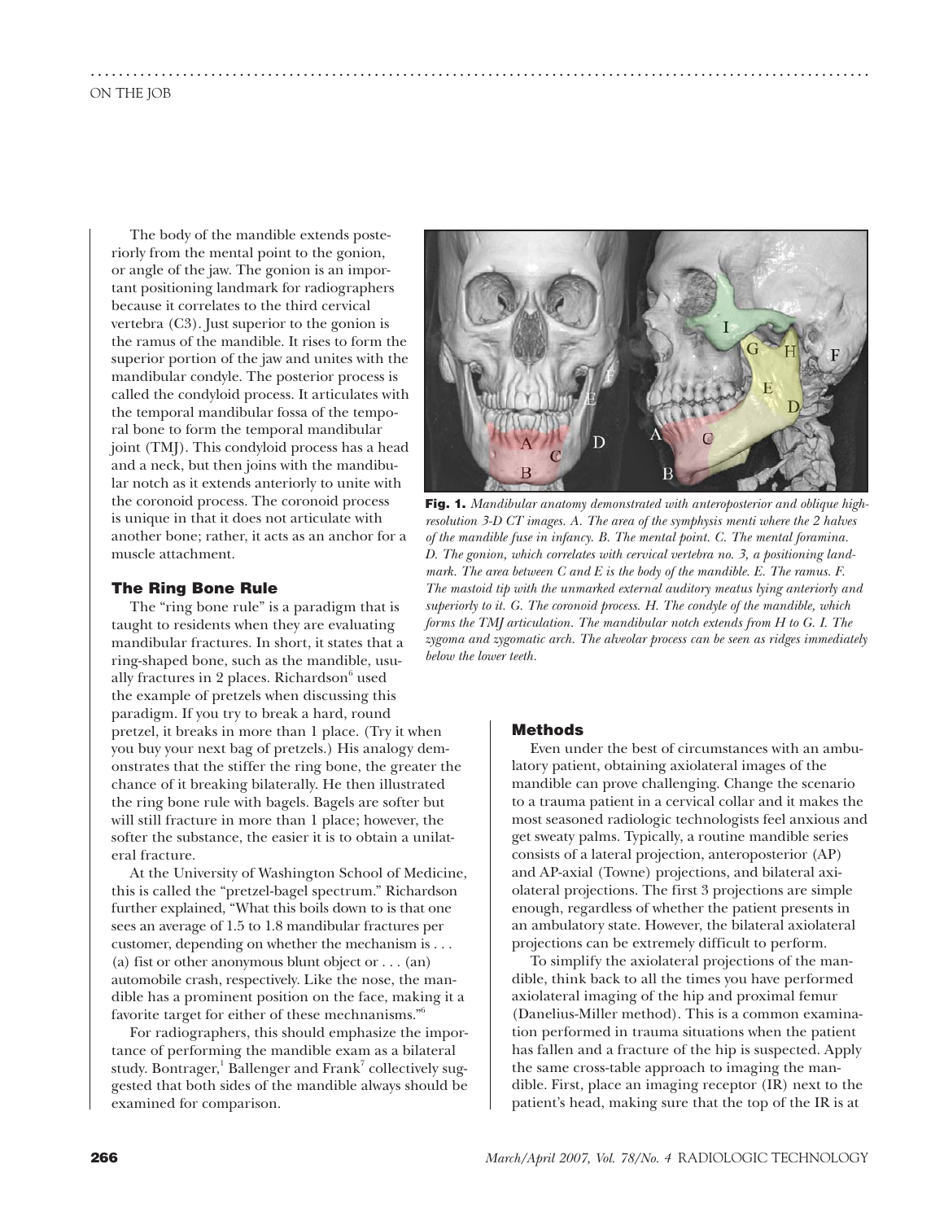The body of the mandible extends posteriorly from the mental point to the gonion, or angle of the jaw. The gonion is an important positioning landmark for radiographers because it correlates to the third cervical vertebra (C3). Just superior to the gonion is the ramus of the mandible. It rises to form the superior portion of the jaw and unites with the mandibular condyle. The posterior process is called the condyloid process. It articulates with the temporal mandibular fossa of the temporal bone to form the temporal mandibular joint (TMJ). This condyloid process has a head and a neck, but then joins with the mandibular notch as it extends anteriorly to unite with the coronoid process. The coronoid process is unique in that it does not articulate with another bone; rather, it acts as an anchor for a muscle attachment.

**Fig. 1.** *Mandibular anatomy demonstrated with anteroposterior and oblique high-resolution 3-D CT images. A. The area of the symphysis menti where the 2 halves of the mandible fuse in infancy. B. The mental point. C. The mental foramina. D. The gonion, which correlates with cervical vertebra no. 3, a positioning landmark. The area between C and E is the body of the mandible. E. The ramus. F. The mastoid tip with the unmarked external auditory meatus lying anteriorly and superiorly to it. G. The coronoid process. H. The condyle of the mandible, which forms the TMJ articulation. The mandibular notch extends from H to G. I. The zygoma and zygomatic arch. The alveolar process can be seen as ridges immediately below the lower teeth.*

### The Ring Bone Rule

The "ring bone rule" is a paradigm that is taught to residents when they are evaluating mandibular fractures. In short, it states that a ring-shaped bone, such as the mandible, usually fractures in 2 places. Richardson[6] used the example of pretzels when discussing this paradigm. If you try to break a hard, round pretzel, it breaks in more than 1 place. (Try it when you buy your next bag of pretzels.) His analogy demonstrates that the stiffer the ring bone, the greater the chance of it breaking bilaterally. He then illustrated the ring bone rule with bagels. Bagels are softer but will still fracture in more than 1 place; however, the softer the substance, the easier it is to obtain a unilateral fracture.

At the University of Washington School of Medicine, this is called the "pretzel-bagel spectrum." Richardson further explained, "What this boils down to is that one sees an average of 1.5 to 1.8 mandibular fractures per customer, depending on whether the mechanism is . . . (a) fist or other anonymous blunt object or . . . (an) automobile crash, respectively. Like the nose, the mandible has a prominent position on the face, making it a favorite target for either of these mechnanisms."[6]

For radiographers, this should emphasize the importance of performing the mandible exam as a bilateral study. Bontrager,[1] Ballenger and Frank[7] collectively suggested that both sides of the mandible always should be examined for comparison.

### Methods

Even under the best of circumstances with an ambulatory patient, obtaining axiolateral images of the mandible can prove challenging. Change the scenario to a trauma patient in a cervical collar and it makes the most seasoned radiologic technologists feel anxious and get sweaty palms. Typically, a routine mandible series consists of a lateral projection, anteroposterior (AP) and AP-axial (Towne) projections, and bilateral axiolateral projections. The first 3 projections are simple enough, regardless of whether the patient presents in an ambulatory state. However, the bilateral axiolateral projections can be extremely difficult to perform.

To simplify the axiolateral projections of the mandible, think back to all the times you have performed axiolateral imaging of the hip and proximal femur (Danelius-Miller method). This is a common examination performed in trauma situations when the patient has fallen and a fracture of the hip is suspected. Apply the same cross-table approach to imaging the mandible. First, place an imaging receptor (IR) next to the patient's head, making sure that the top of the IR is at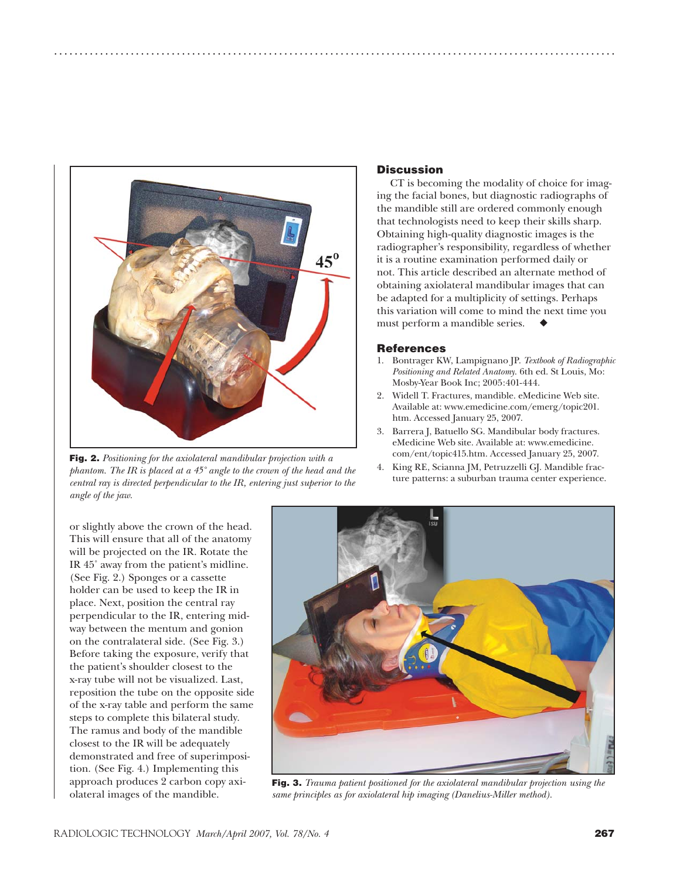Fig. 2. *Positioning for the axiolateral mandibular projection with a phantom. The IR is placed at a 45° angle to the crown of the head and the central ray is directed perpendicular to the IR, entering just superior to the angle of the jaw.*

or slightly above the crown of the head. This will ensure that all of the anatomy will be projected on the IR. Rotate the IR 45° away from the patient's midline. (See Fig. 2.) Sponges or a cassette holder can be used to keep the IR in place. Next, position the central ray perpendicular to the IR, entering midway between the mentum and gonion on the contralateral side. (See Fig. 3.) Before taking the exposure, verify that the patient's shoulder closest to the x-ray tube will not be visualized. Last, reposition the tube on the opposite side of the x-ray table and perform the same steps to complete this bilateral study. The ramus and body of the mandible closest to the IR will be adequately demonstrated and free of superimposition. (See Fig. 4.) Implementing this approach produces 2 carbon copy axiolateral images of the mandible.

## Discussion

CT is becoming the modality of choice for imaging the facial bones, but diagnostic radiographs of the mandible still are ordered commonly enough that technologists need to keep their skills sharp. Obtaining high-quality diagnostic images is the radiographer's responsibility, regardless of whether it is a routine examination performed daily or not. This article described an alternate method of obtaining axiolateral mandibular images that can be adapted for a multiplicity of settings. Perhaps this variation will come to mind the next time you must perform a mandible series. ◆

## References

1. Bontrager KW, Lampignano JP. *Textbook of Radiographic Positioning and Related Anatomy.* 6th ed. St Louis, Mo: Mosby-Year Book Inc; 2005:401-444.
2. Widell T. Fractures, mandible. eMedicine Web site. Available at: www.emedicine.com/emerg/topic201.htm. Accessed January 25, 2007.
3. Barrera J, Batuello SG. Mandibular body fractures. eMedicine Web site. Available at: www.emedicine.com/ent/topic415.htm. Accessed January 25, 2007.
4. King RE, Scianna JM, Petruzzelli GJ. Mandible fracture patterns: a suburban trauma center experience.

Fig. 3. *Trauma patient positioned for the axiolateral mandibular projection using the same principles as for axiolateral hip imaging (Danelius-Miller method).*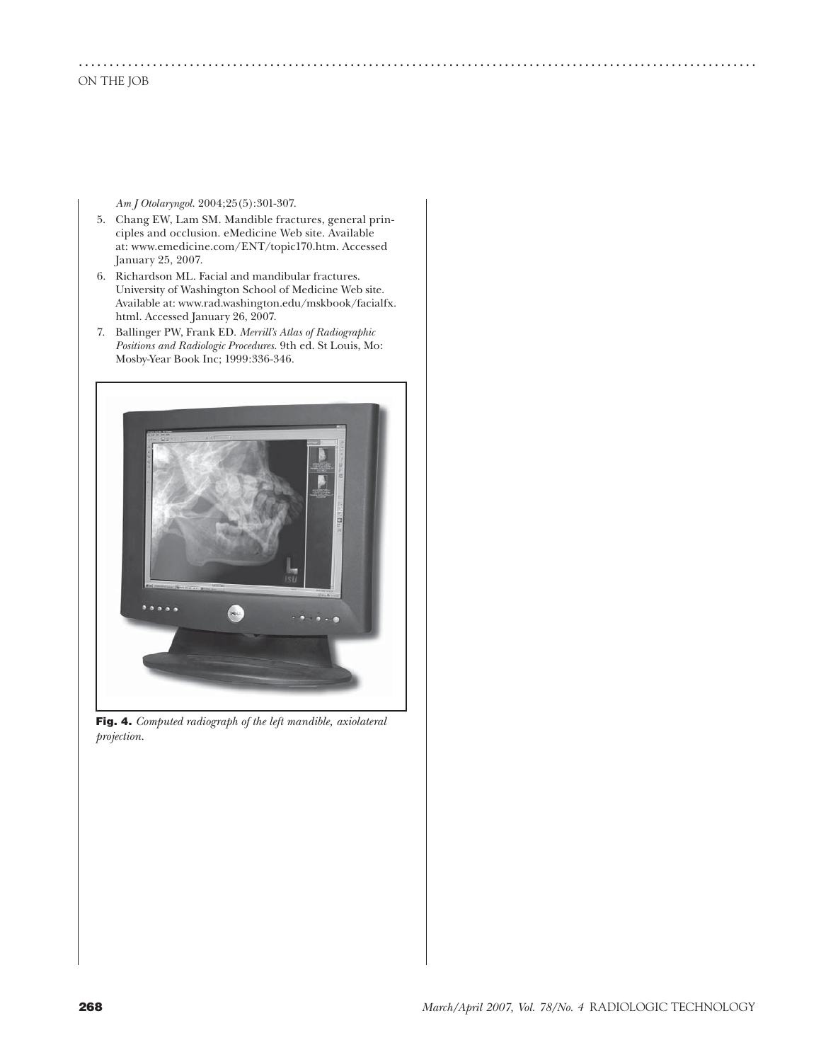*Am J Otolaryngol.* 2004;25(5):301-307.

5. Chang EW, Lam SM. Mandible fractures, general principles and occlusion. eMedicine Web site. Available at: www.emedicine.com/ENT/topic170.htm. Accessed January 25, 2007.
6. Richardson ML. Facial and mandibular fractures. University of Washington School of Medicine Web site. Available at: www.rad.washington.edu/mskbook/facialfx.html. Accessed January 26, 2007.
7. Ballinger PW, Frank ED. *Merrill's Atlas of Radiographic Positions and Radiologic Procedures.* 9th ed. St Louis, Mo: Mosby-Year Book Inc; 1999:336-346.

**Fig. 4.** *Computed radiograph of the left mandible, axiolateral projection.*